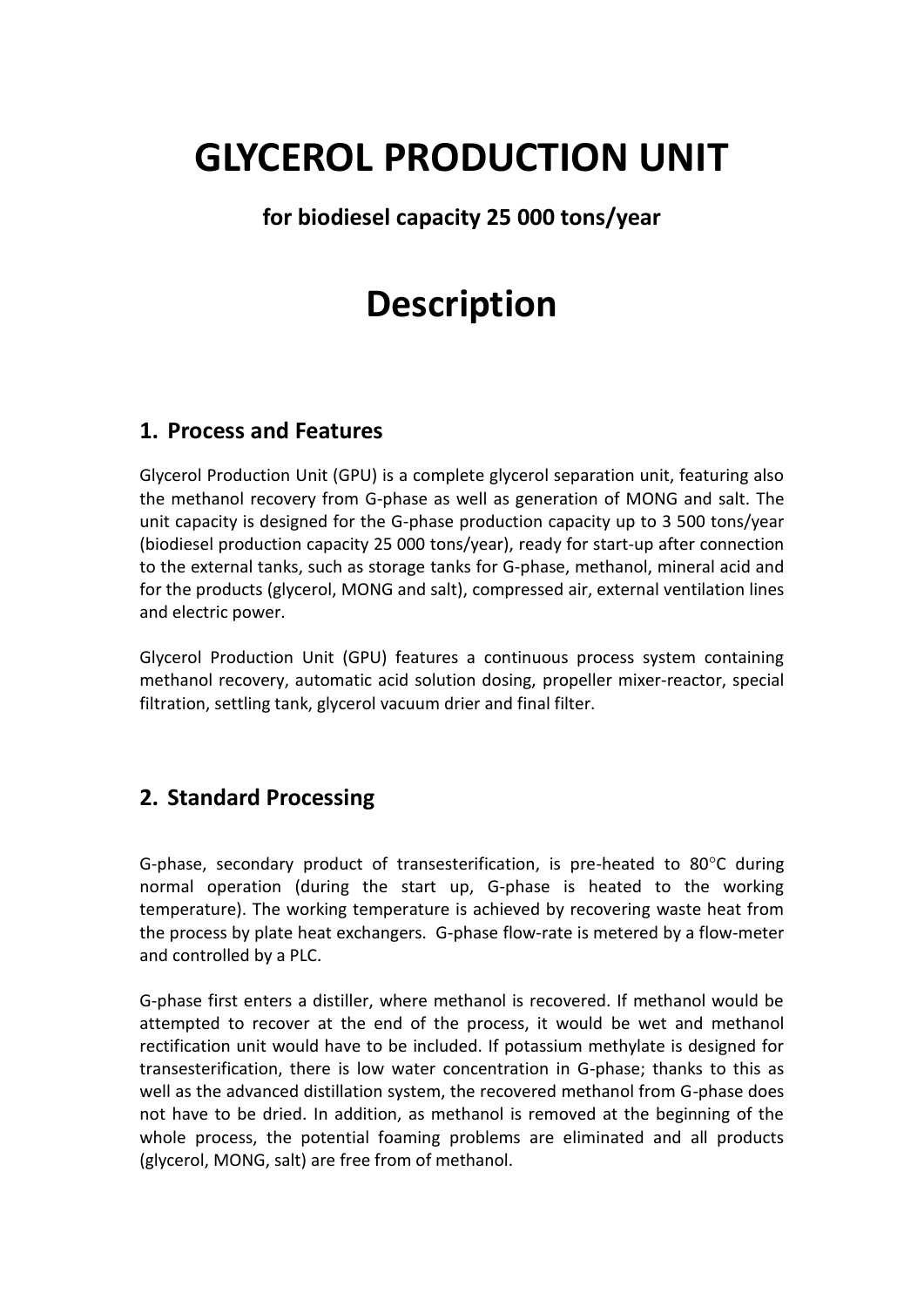# GLYCEROL PRODUCTION UNIT

**for biodiesel capacity 25 000 tons/year**

# Description

## 1. Process and Features

Glycerol Production Unit (GPU) is a complete glycerol separation unit, featuring also the methanol recovery from G-phase as well as generation of MONG and salt. The unit capacity is designed for the G-phase production capacity up to 3 500 tons/year (biodiesel production capacity 25 000 tons/year), ready for start-up after connection to the external tanks, such as storage tanks for G-phase, methanol, mineral acid and for the products (glycerol, MONG and salt), compressed air, external ventilation lines and electric power.

Glycerol Production Unit (GPU) features a continuous process system containing methanol recovery, automatic acid solution dosing, propeller mixer-reactor, special filtration, settling tank, glycerol vacuum drier and final filter.

## 2. Standard Processing

G-phase, secondary product of transesterification, is pre-heated to 80°C during normal operation (during the start up, G-phase is heated to the working temperature). The working temperature is achieved by recovering waste heat from the process by plate heat exchangers. G-phase flow-rate is metered by a flow-meter and controlled by a PLC.

G-phase first enters a distiller, where methanol is recovered. If methanol would be attempted to recover at the end of the process, it would be wet and methanol rectification unit would have to be included. If potassium methylate is designed for transesterification, there is low water concentration in G-phase; thanks to this as well as the advanced distillation system, the recovered methanol from G-phase does not have to be dried. In addition, as methanol is removed at the beginning of the whole process, the potential foaming problems are eliminated and all products (glycerol, MONG, salt) are free from of methanol.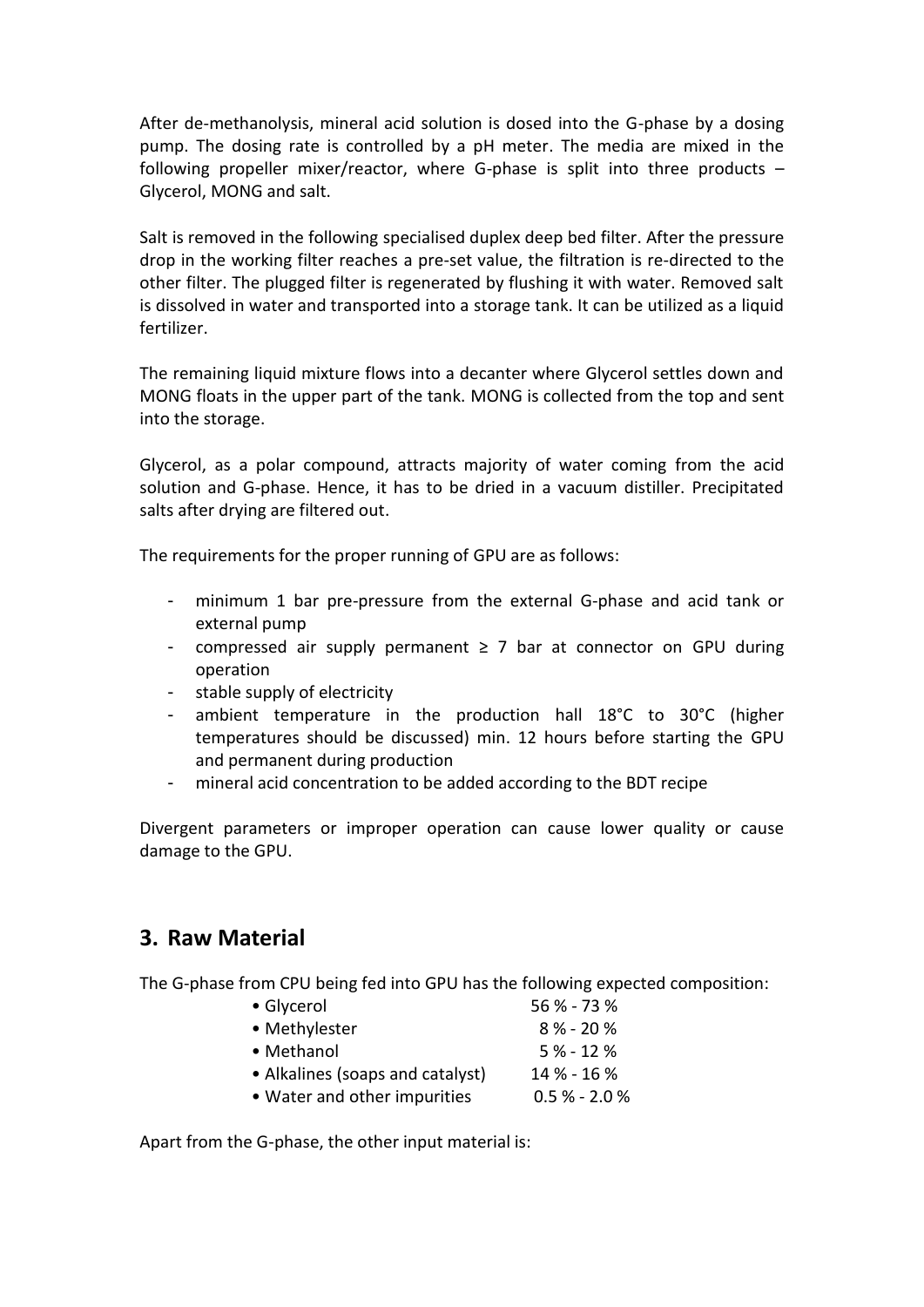After de-methanolysis, mineral acid solution is dosed into the G-phase by a dosing pump. The dosing rate is controlled by a pH meter. The media are mixed in the following propeller mixer/reactor, where G-phase is split into three products – Glycerol, MONG and salt.

Salt is removed in the following specialised duplex deep bed filter. After the pressure drop in the working filter reaches a pre-set value, the filtration is re-directed to the other filter. The plugged filter is regenerated by flushing it with water. Removed salt is dissolved in water and transported into a storage tank. It can be utilized as a liquid fertilizer.

The remaining liquid mixture flows into a decanter where Glycerol settles down and MONG floats in the upper part of the tank. MONG is collected from the top and sent into the storage.

Glycerol, as a polar compound, attracts majority of water coming from the acid solution and G-phase. Hence, it has to be dried in a vacuum distiller. Precipitated salts after drying are filtered out.

The requirements for the proper running of GPU are as follows:

- minimum 1 bar pre-pressure from the external G-phase and acid tank or external pump
- compressed air supply permanent ≥ 7 bar at connector on GPU during operation
- stable supply of electricity
- ambient temperature in the production hall 18°C to 30°C (higher temperatures should be discussed) min. 12 hours before starting the GPU and permanent during production
- mineral acid concentration to be added according to the BDT recipe

Divergent parameters or improper operation can cause lower quality or cause damage to the GPU.

## 3. Raw Material

The G-phase from CPU being fed into GPU has the following expected composition:

| | |
|---|---|
| • Glycerol | 56 % - 73 % |
| • Methylester | 8 % - 20 % |
| • Methanol | 5 % - 12 % |
| • Alkalines (soaps and catalyst) | 14 % - 16 % |
| • Water and other impurities | 0.5 % - 2.0 % |

Apart from the G-phase, the other input material is: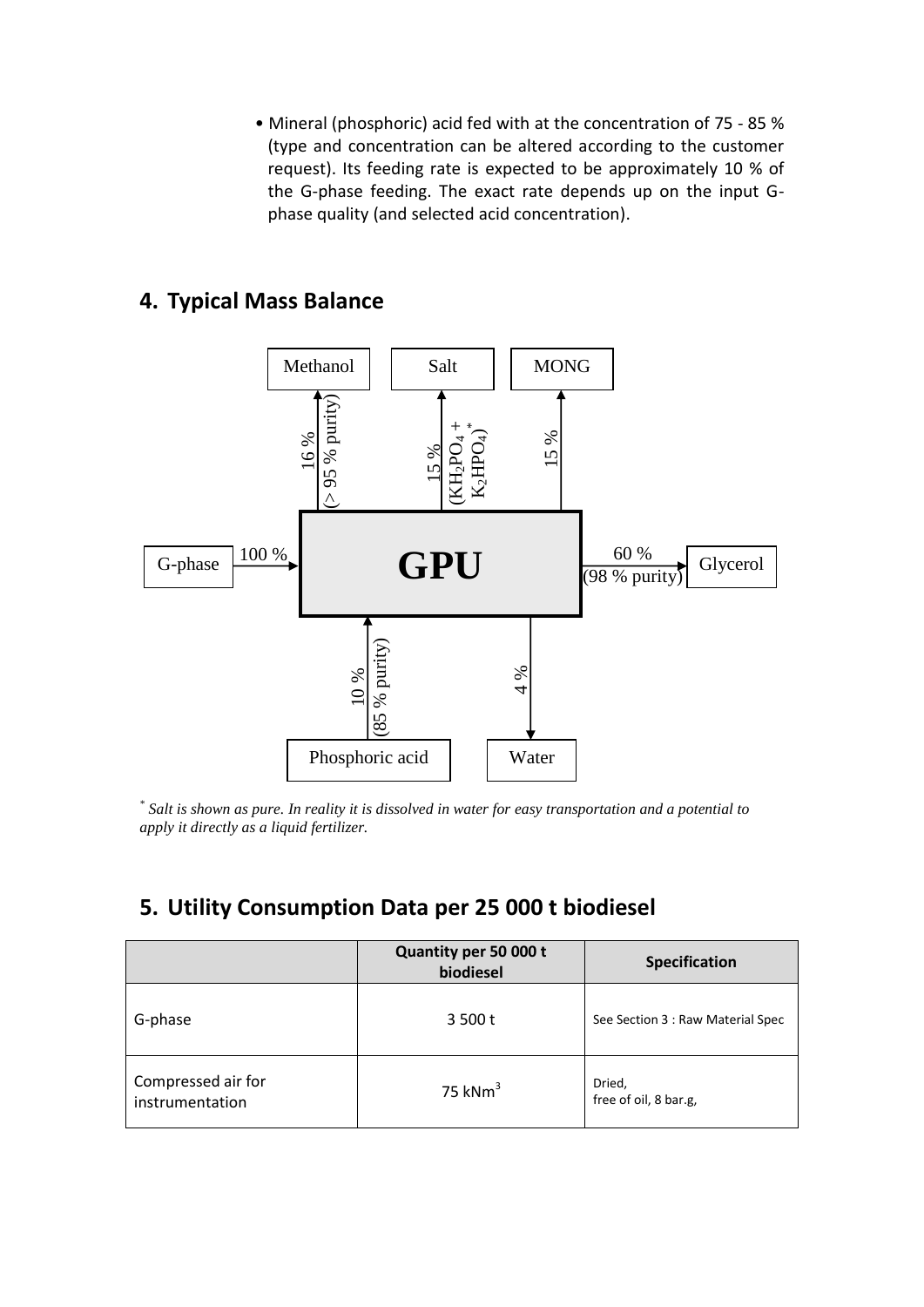- Mineral (phosphoric) acid fed with at the concentration of 75 - 85 % (type and concentration can be altered according to the customer request). Its feeding rate is expected to be approximately 10 % of the G-phase feeding. The exact rate depends up on the input G-phase quality (and selected acid concentration).

## 4. Typical Mass Balance

| Stream | Direction | Amount |
|---|---|---|
| G-phase | Input | 100 % |
| Phosphoric acid | Input | 10 % (85 % purity) |
| Methanol | Output | 16 % (> 95 % purity) |
| Salt | Output | 15 % ($KH_2PO_4$ + $K_2HPO_4$)* |
| MONG | Output | 15 % |
| Glycerol | Output | 60 % (98 % purity) |
| Water | Output | 4 % |

*\* Salt is shown as pure. In reality it is dissolved in water for easy transportation and a potential to apply it directly as a liquid fertilizer.*

## 5. Utility Consumption Data per 25 000 t biodiesel

| | Quantity per 50 000 t biodiesel | Specification |
|---|---|---|
| G-phase | 3 500 t | See Section 3 : Raw Material Spec |
| Compressed air for instrumentation | 75 $kNm^3$ | Dried, free of oil, 8 bar.g, |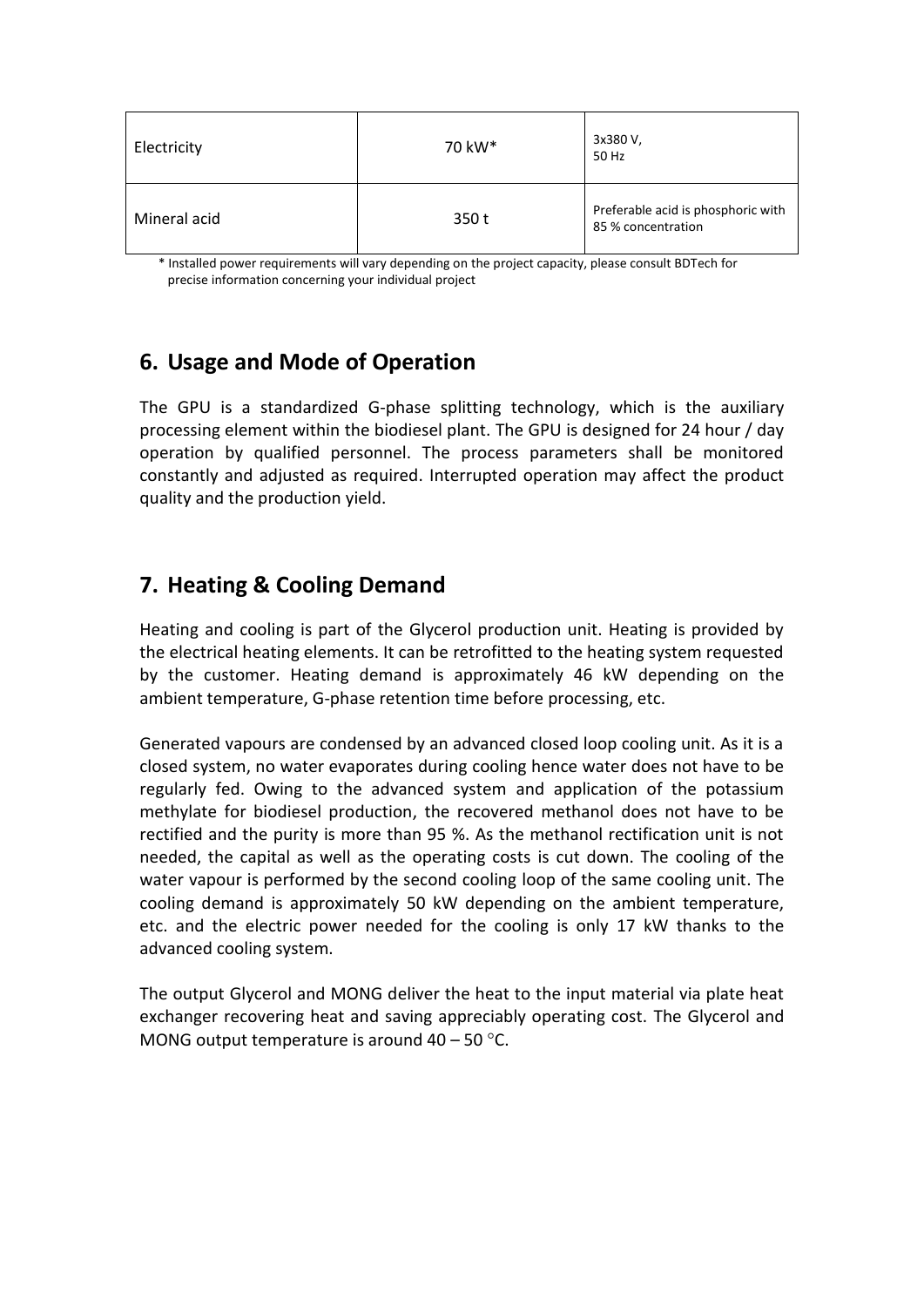| Electricity | 70 kW* | 3x380 V, 50 Hz |
|---|---|---|
| Mineral acid | 350 t | Preferable acid is phosphoric with 85 % concentration |

\* Installed power requirements will vary depending on the project capacity, please consult BDTech for precise information concerning your individual project

## 6. Usage and Mode of Operation

The GPU is a standardized G-phase splitting technology, which is the auxiliary processing element within the biodiesel plant. The GPU is designed for 24 hour / day operation by qualified personnel. The process parameters shall be monitored constantly and adjusted as required. Interrupted operation may affect the product quality and the production yield.

## 7. Heating & Cooling Demand

Heating and cooling is part of the Glycerol production unit. Heating is provided by the electrical heating elements. It can be retrofitted to the heating system requested by the customer. Heating demand is approximately 46 kW depending on the ambient temperature, G-phase retention time before processing, etc.

Generated vapours are condensed by an advanced closed loop cooling unit. As it is a closed system, no water evaporates during cooling hence water does not have to be regularly fed. Owing to the advanced system and application of the potassium methylate for biodiesel production, the recovered methanol does not have to be rectified and the purity is more than 95 %. As the methanol rectification unit is not needed, the capital as well as the operating costs is cut down. The cooling of the water vapour is performed by the second cooling loop of the same cooling unit. The cooling demand is approximately 50 kW depending on the ambient temperature, etc. and the electric power needed for the cooling is only 17 kW thanks to the advanced cooling system.

The output Glycerol and MONG deliver the heat to the input material via plate heat exchanger recovering heat and saving appreciably operating cost. The Glycerol and MONG output temperature is around 40 – 50 °C.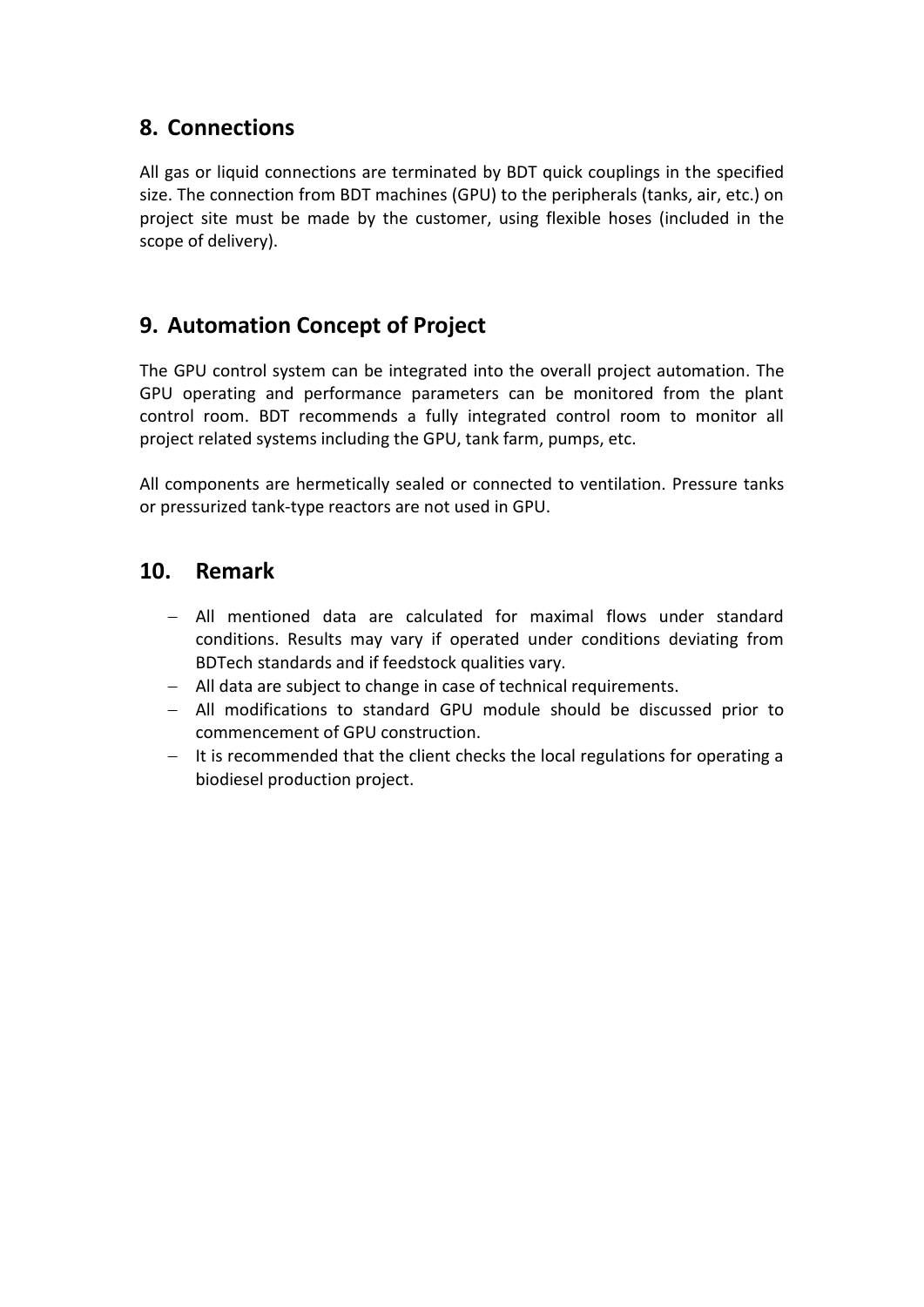## 8. Connections

All gas or liquid connections are terminated by BDT quick couplings in the specified size. The connection from BDT machines (GPU) to the peripherals (tanks, air, etc.) on project site must be made by the customer, using flexible hoses (included in the scope of delivery).

## 9. Automation Concept of Project

The GPU control system can be integrated into the overall project automation. The GPU operating and performance parameters can be monitored from the plant control room. BDT recommends a fully integrated control room to monitor all project related systems including the GPU, tank farm, pumps, etc.

All components are hermetically sealed or connected to ventilation. Pressure tanks or pressurized tank-type reactors are not used in GPU.

## 10. Remark

- All mentioned data are calculated for maximal flows under standard conditions. Results may vary if operated under conditions deviating from BDTech standards and if feedstock qualities vary.
- All data are subject to change in case of technical requirements.
- All modifications to standard GPU module should be discussed prior to commencement of GPU construction.
- It is recommended that the client checks the local regulations for operating a biodiesel production project.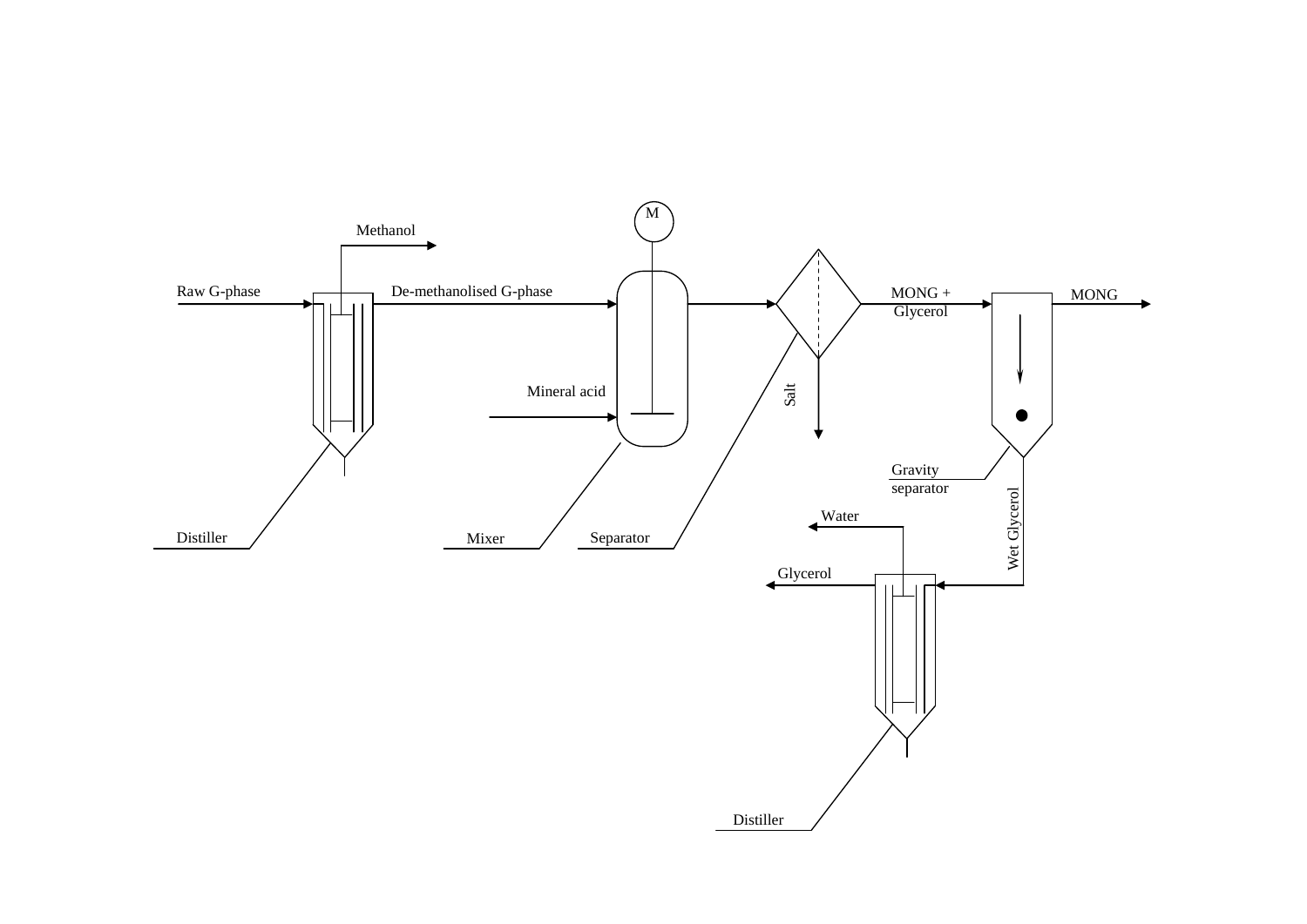Methanol

Raw G-phase

De-methanolised G-phase

M

Mineral acid

Salt

MONG + Glycerol

MONG

Distiller

Mixer

Separator

Gravity separator

Wet Glycerol

Water

Glycerol

Distiller